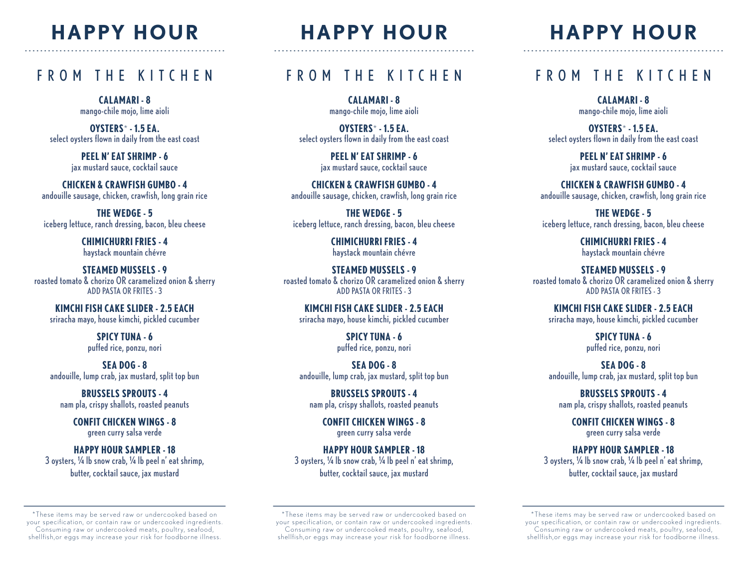# HAPPY HOUR

## FROM THE KITCHEN

**CALAMARI - 8**
mango-chile mojo, lime aioli

**OYSTERS* - 1.5 EA.**
select oysters flown in daily from the east coast

**PEEL N' EAT SHRIMP - 6**
jax mustard sauce, cocktail sauce

**CHICKEN & CRAWFISH GUMBO - 4**
andouille sausage, chicken, crawfish, long grain rice

**THE WEDGE - 5**
iceberg lettuce, ranch dressing, bacon, bleu cheese

**CHIMICHURRI FRIES - 4**
haystack mountain chévre

**STEAMED MUSSELS - 9**
roasted tomato & chorizo OR caramelized onion & sherry
ADD PASTA OR FRITES - 3

**KIMCHI FISH CAKE SLIDER - 2.5 EACH**
sriracha mayo, house kimchi, pickled cucumber

**SPICY TUNA - 6**
puffed rice, ponzu, nori

**SEA DOG - 8**
andouille, lump crab, jax mustard, split top bun

**BRUSSELS SPROUTS - 4**
nam pla, crispy shallots, roasted peanuts

**CONFIT CHICKEN WINGS - 8**
green curry salsa verde

**HAPPY HOUR SAMPLER - 18**
3 oysters, ¼ lb snow crab, ¼ lb peel n' eat shrimp, butter, cocktail sauce, jax mustard

---

*These items may be served raw or undercooked based on your specification, or contain raw or undercooked ingredients. Consuming raw or undercooked meats, poultry, seafood, shellfish,or eggs may increase your risk for foodborne illness.

# HAPPY HOUR

## FROM THE KITCHEN

**CALAMARI - 8**
mango-chile mojo, lime aioli

**OYSTERS* - 1.5 EA.**
select oysters flown in daily from the east coast

**PEEL N' EAT SHRIMP - 6**
jax mustard sauce, cocktail sauce

**CHICKEN & CRAWFISH GUMBO - 4**
andouille sausage, chicken, crawfish, long grain rice

**THE WEDGE - 5**
iceberg lettuce, ranch dressing, bacon, bleu cheese

**CHIMICHURRI FRIES - 4**
haystack mountain chévre

**STEAMED MUSSELS - 9**
roasted tomato & chorizo OR caramelized onion & sherry
ADD PASTA OR FRITES - 3

**KIMCHI FISH CAKE SLIDER - 2.5 EACH**
sriracha mayo, house kimchi, pickled cucumber

**SPICY TUNA - 6**
puffed rice, ponzu, nori

**SEA DOG - 8**
andouille, lump crab, jax mustard, split top bun

**BRUSSELS SPROUTS - 4**
nam pla, crispy shallots, roasted peanuts

**CONFIT CHICKEN WINGS - 8**
green curry salsa verde

**HAPPY HOUR SAMPLER - 18**
3 oysters, ¼ lb snow crab, ¼ lb peel n' eat shrimp, butter, cocktail sauce, jax mustard

---

*These items may be served raw or undercooked based on your specification, or contain raw or undercooked ingredients. Consuming raw or undercooked meats, poultry, seafood, shellfish,or eggs may increase your risk for foodborne illness.

# HAPPY HOUR

## FROM THE KITCHEN

**CALAMARI - 8**
mango-chile mojo, lime aioli

**OYSTERS* - 1.5 EA.**
select oysters flown in daily from the east coast

**PEEL N' EAT SHRIMP - 6**
jax mustard sauce, cocktail sauce

**CHICKEN & CRAWFISH GUMBO - 4**
andouille sausage, chicken, crawfish, long grain rice

**THE WEDGE - 5**
iceberg lettuce, ranch dressing, bacon, bleu cheese

**CHIMICHURRI FRIES - 4**
haystack mountain chévre

**STEAMED MUSSELS - 9**
roasted tomato & chorizo OR caramelized onion & sherry
ADD PASTA OR FRITES - 3

**KIMCHI FISH CAKE SLIDER - 2.5 EACH**
sriracha mayo, house kimchi, pickled cucumber

**SPICY TUNA - 6**
puffed rice, ponzu, nori

**SEA DOG - 8**
andouille, lump crab, jax mustard, split top bun

**BRUSSELS SPROUTS - 4**
nam pla, crispy shallots, roasted peanuts

**CONFIT CHICKEN WINGS - 8**
green curry salsa verde

**HAPPY HOUR SAMPLER - 18**
3 oysters, ¼ lb snow crab, ¼ lb peel n' eat shrimp, butter, cocktail sauce, jax mustard

---

*These items may be served raw or undercooked based on your specification, or contain raw or undercooked ingredients. Consuming raw or undercooked meats, poultry, seafood, shellfish,or eggs may increase your risk for foodborne illness.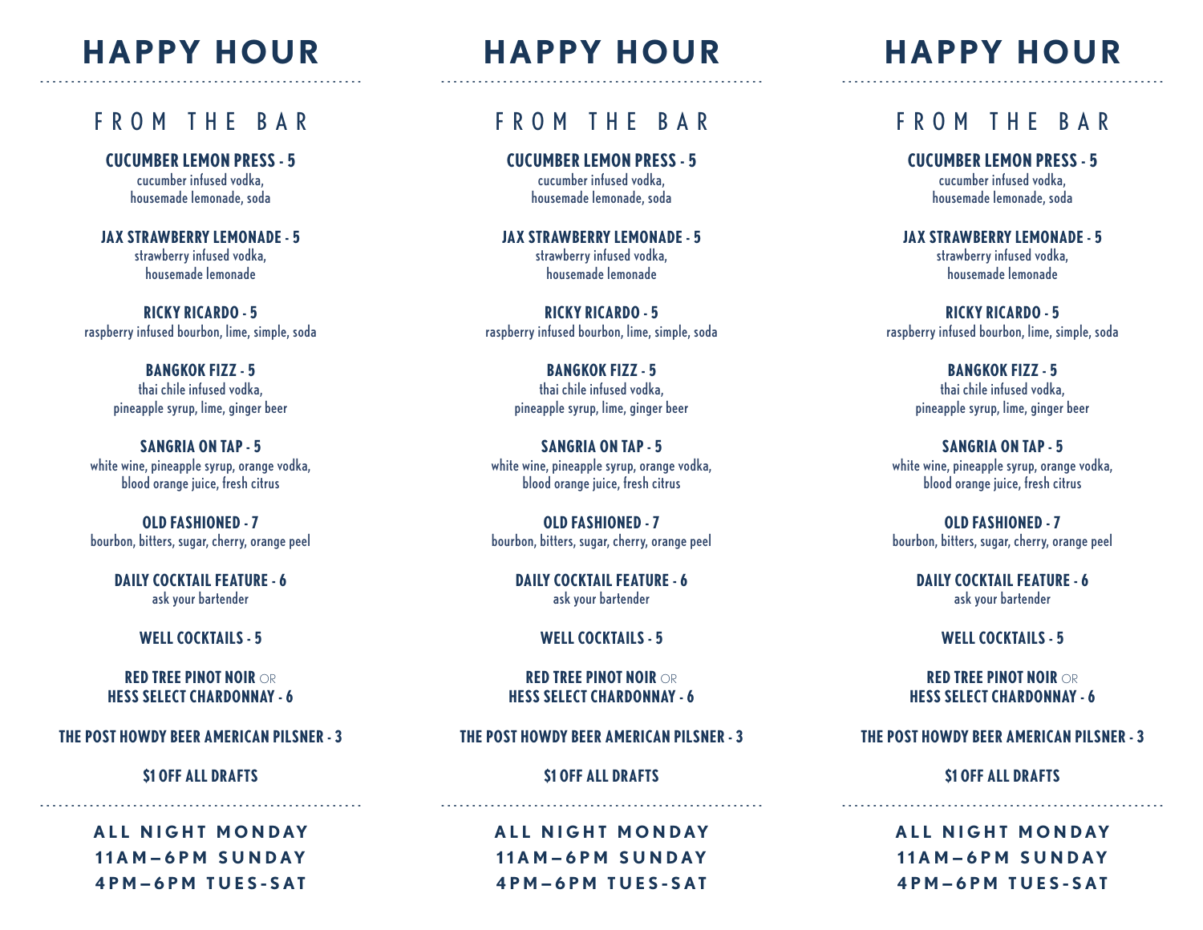# HAPPY HOUR

## FROM THE BAR

**CUCUMBER LEMON PRESS - 5**
cucumber infused vodka,
housemade lemonade, soda

**JAX STRAWBERRY LEMONADE - 5**
strawberry infused vodka,
housemade lemonade

**RICKY RICARDO - 5**
raspberry infused bourbon, lime, simple, soda

**BANGKOK FIZZ - 5**
thai chile infused vodka,
pineapple syrup, lime, ginger beer

**SANGRIA ON TAP - 5**
white wine, pineapple syrup, orange vodka,
blood orange juice, fresh citrus

**OLD FASHIONED - 7**
bourbon, bitters, sugar, cherry, orange peel

**DAILY COCKTAIL FEATURE - 6**
ask your bartender

**WELL COCKTAILS - 5**

**RED TREE PINOT NOIR** OR
**HESS SELECT CHARDONNAY - 6**

**THE POST HOWDY BEER AMERICAN PILSNER - 3**

**$1 OFF ALL DRAFTS**

**ALL NIGHT MONDAY**
**11AM–6PM SUNDAY**
**4PM–6PM TUES-SAT**

# HAPPY HOUR

## FROM THE BAR

**CUCUMBER LEMON PRESS - 5**
cucumber infused vodka,
housemade lemonade, soda

**JAX STRAWBERRY LEMONADE - 5**
strawberry infused vodka,
housemade lemonade

**RICKY RICARDO - 5**
raspberry infused bourbon, lime, simple, soda

**BANGKOK FIZZ - 5**
thai chile infused vodka,
pineapple syrup, lime, ginger beer

**SANGRIA ON TAP - 5**
white wine, pineapple syrup, orange vodka,
blood orange juice, fresh citrus

**OLD FASHIONED - 7**
bourbon, bitters, sugar, cherry, orange peel

**DAILY COCKTAIL FEATURE - 6**
ask your bartender

**WELL COCKTAILS - 5**

**RED TREE PINOT NOIR** OR
**HESS SELECT CHARDONNAY - 6**

**THE POST HOWDY BEER AMERICAN PILSNER - 3**

**$1 OFF ALL DRAFTS**

**ALL NIGHT MONDAY**
**11AM–6PM SUNDAY**
**4PM–6PM TUES-SAT**

# HAPPY HOUR

## FROM THE BAR

**CUCUMBER LEMON PRESS - 5**
cucumber infused vodka,
housemade lemonade, soda

**JAX STRAWBERRY LEMONADE - 5**
strawberry infused vodka,
housemade lemonade

**RICKY RICARDO - 5**
raspberry infused bourbon, lime, simple, soda

**BANGKOK FIZZ - 5**
thai chile infused vodka,
pineapple syrup, lime, ginger beer

**SANGRIA ON TAP - 5**
white wine, pineapple syrup, orange vodka,
blood orange juice, fresh citrus

**OLD FASHIONED - 7**
bourbon, bitters, sugar, cherry, orange peel

**DAILY COCKTAIL FEATURE - 6**
ask your bartender

**WELL COCKTAILS - 5**

**RED TREE PINOT NOIR** OR
**HESS SELECT CHARDONNAY - 6**

**THE POST HOWDY BEER AMERICAN PILSNER - 3**

**$1 OFF ALL DRAFTS**

**ALL NIGHT MONDAY**
**11AM–6PM SUNDAY**
**4PM–6PM TUES-SAT**